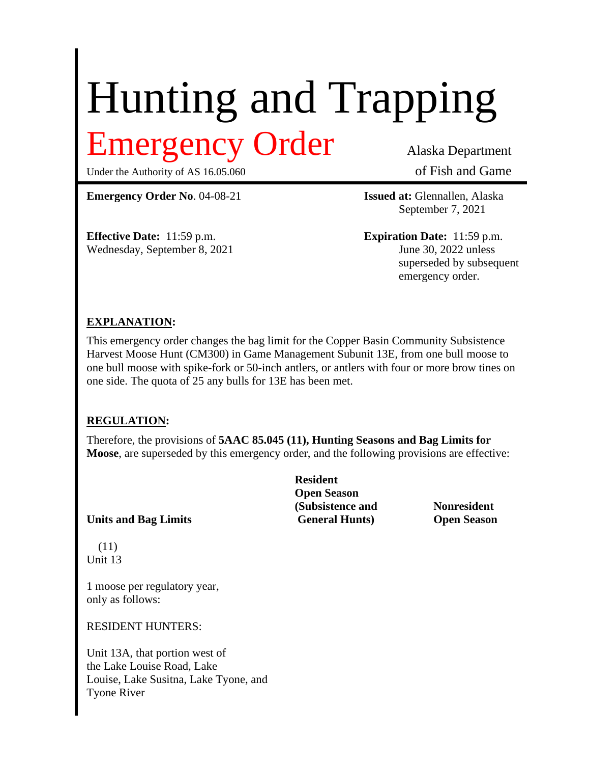# Hunting and Trapping

## Emergency Order

Under the Authority of AS 16.05.060

Alaska Department of Fish and Game

**Emergency Order No**. 04-08-21

**Issued at:** Glennallen, Alaska
September 7, 2021

**Effective Date:** 11:59 p.m.
Wednesday, September 8, 2021

**Expiration Date:** 11:59 p.m.
June 30, 2022 unless superseded by subsequent emergency order.

**EXPLANATION:**

This emergency order changes the bag limit for the Copper Basin Community Subsistence Harvest Moose Hunt (CM300) in Game Management Subunit 13E, from one bull moose to one bull moose with spike-fork or 50-inch antlers, or antlers with four or more brow tines on one side. The quota of 25 any bulls for 13E has been met.

**REGULATION:**

Therefore, the provisions of **5AAC 85.045 (11), Hunting Seasons and Bag Limits for Moose**, are superseded by this emergency order, and the following provisions are effective:

| **Units and Bag Limits** | **Resident Open Season (Subsistence and General Hunts)** | **Nonresident Open Season** |
|---|---|---|
| (11) Unit 13 | | |
| 1 moose per regulatory year, only as follows: | | |
| RESIDENT HUNTERS: | | |
| Unit 13A, that portion west of the Lake Louise Road, Lake Louise, Lake Susitna, Lake Tyone, and Tyone River | | |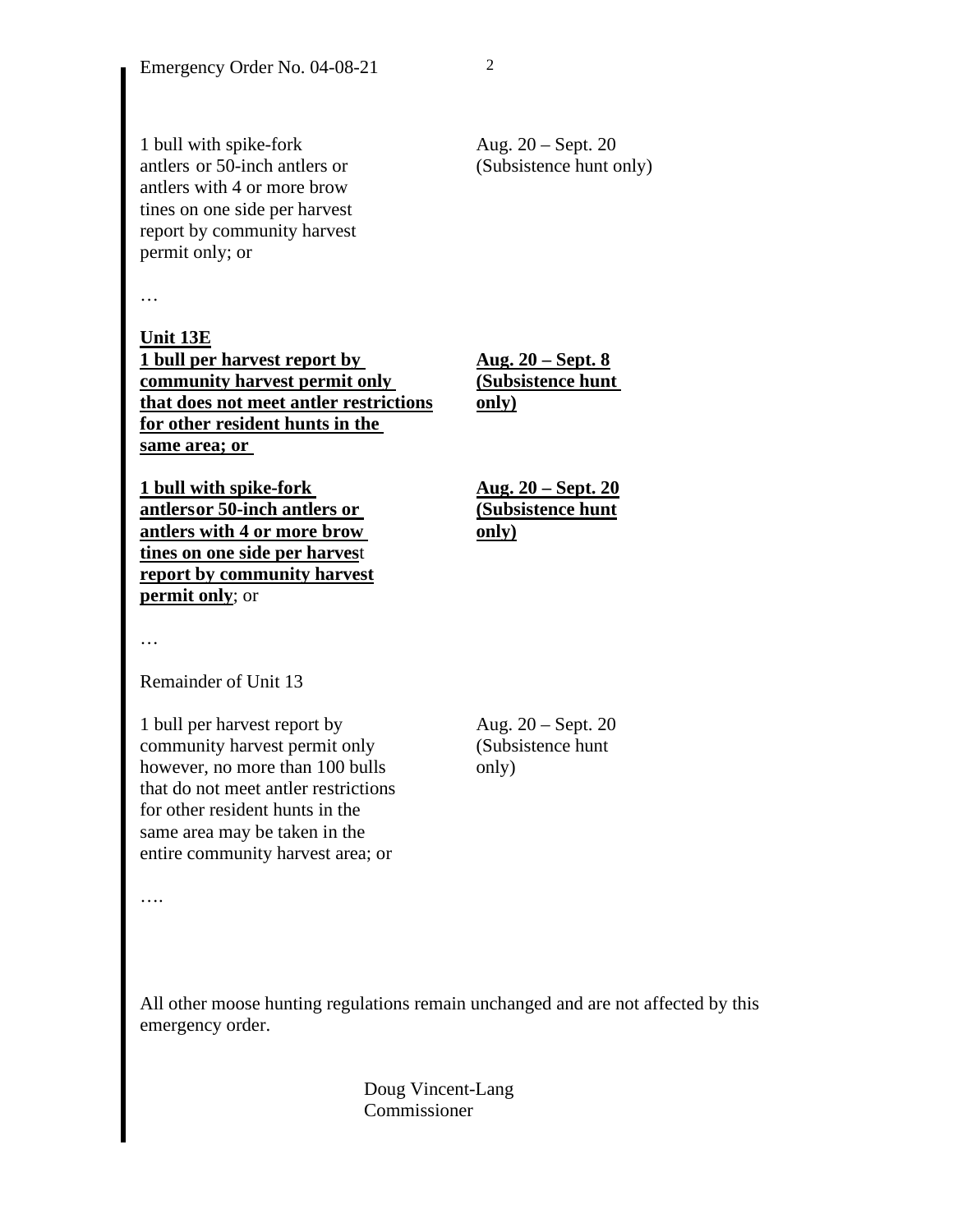| | |
|---|---|
| 1 bull with spike-fork antlers or 50-inch antlers or antlers with 4 or more brow tines on one side per harvest report by community harvest permit only; or | Aug. 20 – Sept. 20 (Subsistence hunt only) |

…

<u>**Unit 13E**</u>

| | |
|---|---|
| <u>**1 bull per harvest report by community harvest permit only that does not meet antler restrictions for other resident hunts in the same area; or**</u> | <u>**Aug. 20 – Sept. 8 (Subsistence hunt only)**</u> |
| <u>**1 bull with spike-fork antlersor 50-inch antlers or antlers with 4 or more brow tines on one side per harves**</u>t <u>**report by community harvest permit only**</u>; or | <u>**Aug. 20 – Sept. 20 (Subsistence hunt only)**</u> |

…

Remainder of Unit 13

| | |
|---|---|
| 1 bull per harvest report by community harvest permit only however, no more than 100 bulls that do not meet antler restrictions for other resident hunts in the same area may be taken in the entire community harvest area; or | Aug. 20 – Sept. 20 (Subsistence hunt only) |

….

All other moose hunting regulations remain unchanged and are not affected by this emergency order.

Doug Vincent-Lang
Commissioner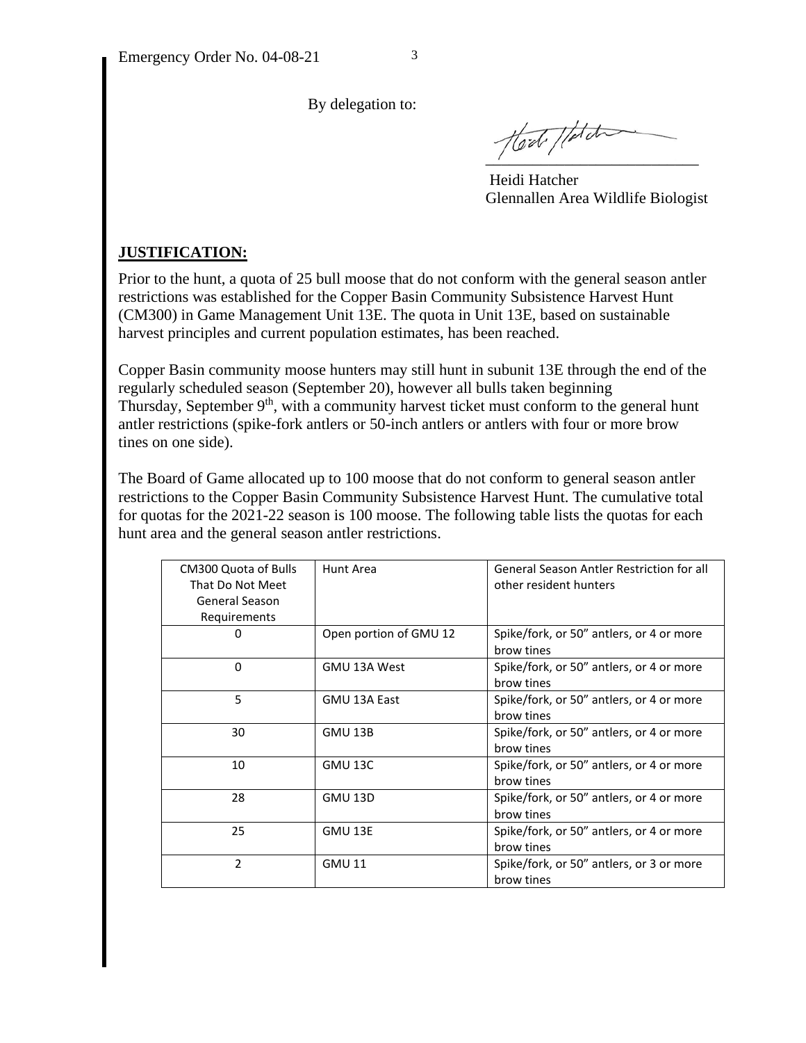By delegation to:

Heidi Hatcher
Glennallen Area Wildlife Biologist

**JUSTIFICATION:**

Prior to the hunt, a quota of 25 bull moose that do not conform with the general season antler restrictions was established for the Copper Basin Community Subsistence Harvest Hunt (CM300) in Game Management Unit 13E. The quota in Unit 13E, based on sustainable harvest principles and current population estimates, has been reached.

Copper Basin community moose hunters may still hunt in subunit 13E through the end of the regularly scheduled season (September 20), however all bulls taken beginning Thursday, September 9th, with a community harvest ticket must conform to the general hunt antler restrictions (spike-fork antlers or 50-inch antlers or antlers with four or more brow tines on one side).

The Board of Game allocated up to 100 moose that do not conform to general season antler restrictions to the Copper Basin Community Subsistence Harvest Hunt. The cumulative total for quotas for the 2021-22 season is 100 moose. The following table lists the quotas for each hunt area and the general season antler restrictions.

| CM300 Quota of Bulls That Do Not Meet General Season Requirements | Hunt Area | General Season Antler Restriction for all other resident hunters |
|---|---|---|
| 0 | Open portion of GMU 12 | Spike/fork, or 50" antlers, or 4 or more brow tines |
| 0 | GMU 13A West | Spike/fork, or 50" antlers, or 4 or more brow tines |
| 5 | GMU 13A East | Spike/fork, or 50" antlers, or 4 or more brow tines |
| 30 | GMU 13B | Spike/fork, or 50" antlers, or 4 or more brow tines |
| 10 | GMU 13C | Spike/fork, or 50" antlers, or 4 or more brow tines |
| 28 | GMU 13D | Spike/fork, or 50" antlers, or 4 or more brow tines |
| 25 | GMU 13E | Spike/fork, or 50" antlers, or 4 or more brow tines |
| 2 | GMU 11 | Spike/fork, or 50" antlers, or 3 or more brow tines |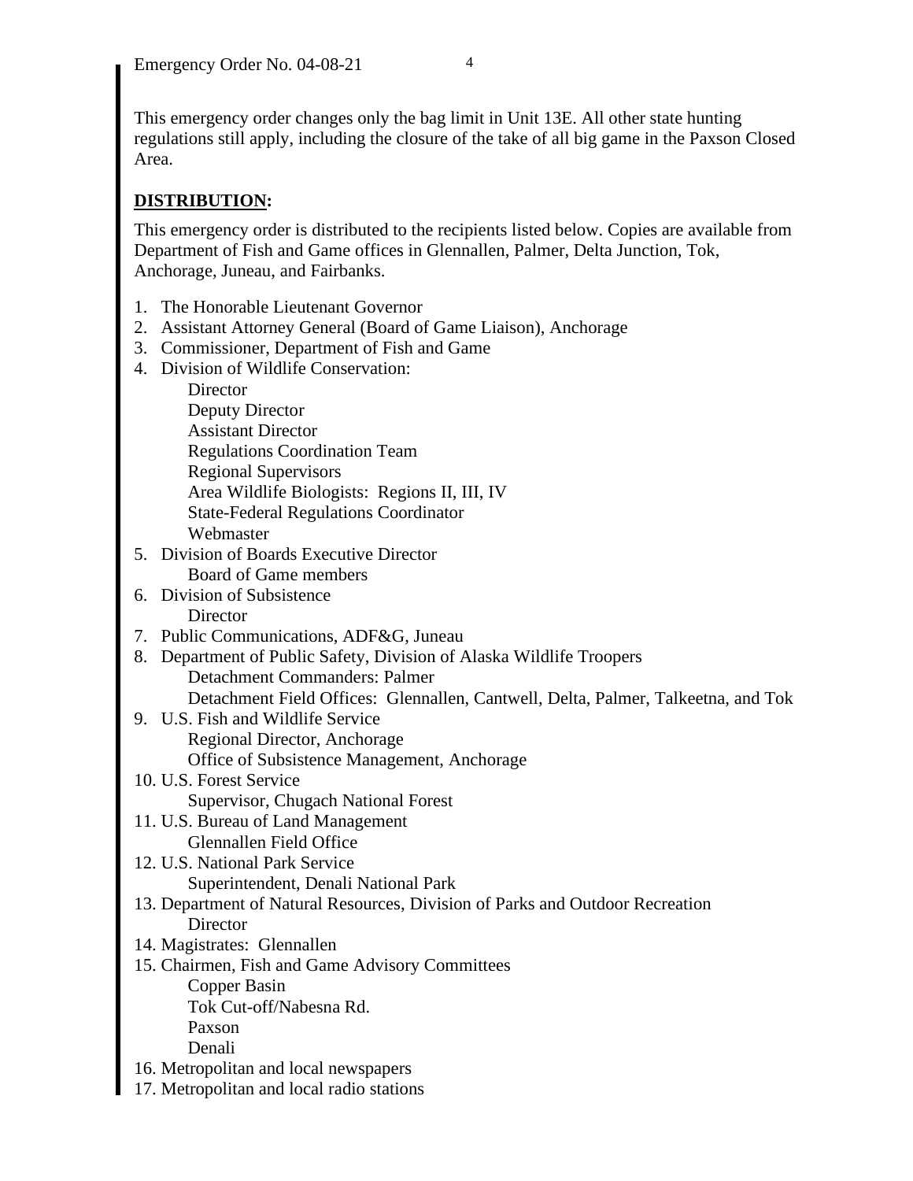This emergency order changes only the bag limit in Unit 13E. All other state hunting regulations still apply, including the closure of the take of all big game in the Paxson Closed Area.

**DISTRIBUTION:**

This emergency order is distributed to the recipients listed below. Copies are available from Department of Fish and Game offices in Glennallen, Palmer, Delta Junction, Tok, Anchorage, Juneau, and Fairbanks.

1. The Honorable Lieutenant Governor
2. Assistant Attorney General (Board of Game Liaison), Anchorage
3. Commissioner, Department of Fish and Game
4. Division of Wildlife Conservation:
   - Director
   - Deputy Director
   - Assistant Director
   - Regulations Coordination Team
   - Regional Supervisors
   - Area Wildlife Biologists: Regions II, III, IV
   - State-Federal Regulations Coordinator
   - Webmaster
5. Division of Boards Executive Director
   - Board of Game members
6. Division of Subsistence
   - Director
7. Public Communications, ADF&G, Juneau
8. Department of Public Safety, Division of Alaska Wildlife Troopers
   - Detachment Commanders: Palmer
   - Detachment Field Offices: Glennallen, Cantwell, Delta, Palmer, Talkeetna, and Tok
9. U.S. Fish and Wildlife Service
   - Regional Director, Anchorage
   - Office of Subsistence Management, Anchorage
10. U.S. Forest Service
    - Supervisor, Chugach National Forest
11. U.S. Bureau of Land Management
    - Glennallen Field Office
12. U.S. National Park Service
    - Superintendent, Denali National Park
13. Department of Natural Resources, Division of Parks and Outdoor Recreation
    - Director
14. Magistrates: Glennallen
15. Chairmen, Fish and Game Advisory Committees
    - Copper Basin
    - Tok Cut-off/Nabesna Rd.
    - Paxson
    - Denali
16. Metropolitan and local newspapers
17. Metropolitan and local radio stations